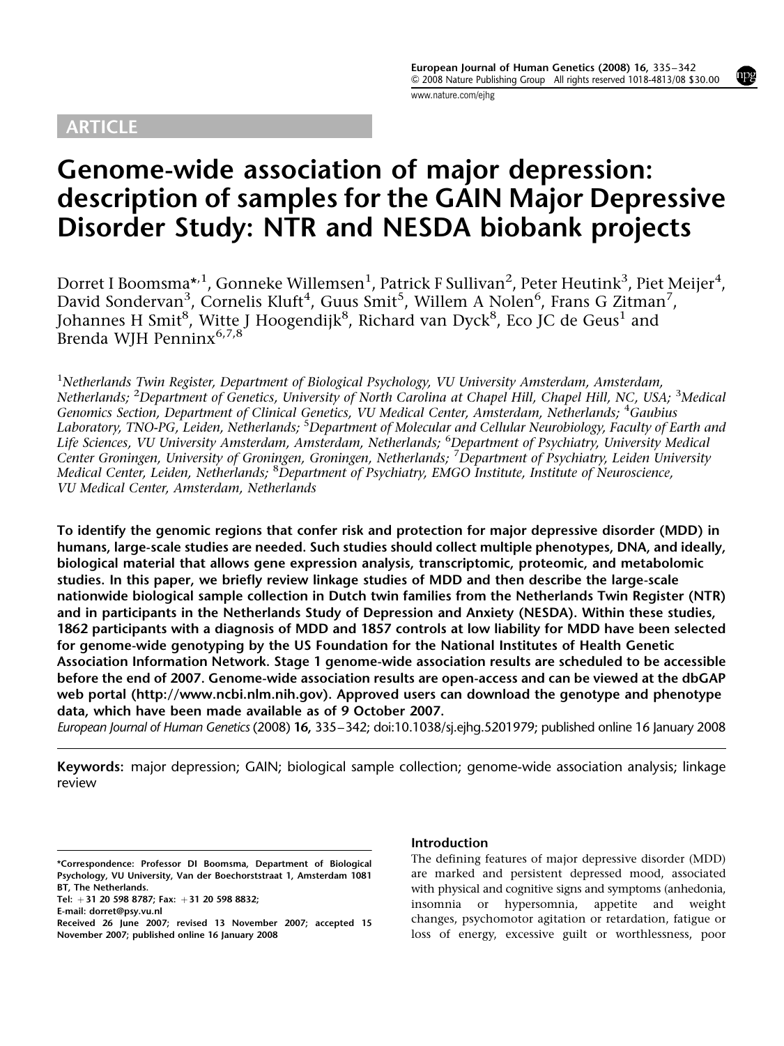ARTICLE

# Genome-wide association of major depression: description of samples for the GAIN Major Depressive Disorder Study: NTR and NESDA biobank projects

Dorret I Boomsma*[,1], Gonneke Willemsen[1], Patrick F Sullivan[2], Peter Heutink[3], Piet Meijer[4], David Sondervan[3], Cornelis Kluft[4], Guus Smit[5], Willem A Nolen[6], Frans G Zitman[7], Johannes H Smit[8], Witte J Hoogendijk[8], Richard van Dyck[8], Eco JC de Geus[1] and Brenda WJH Penninx[6,7,8]

[1]*Netherlands Twin Register, Department of Biological Psychology, VU University Amsterdam, Amsterdam, Netherlands;* [2]*Department of Genetics, University of North Carolina at Chapel Hill, Chapel Hill, NC, USA;* [3]*Medical Genomics Section, Department of Clinical Genetics, VU Medical Center, Amsterdam, Netherlands;* [4]*Gaubius Laboratory, TNO-PG, Leiden, Netherlands;* [5]*Department of Molecular and Cellular Neurobiology, Faculty of Earth and Life Sciences, VU University Amsterdam, Amsterdam, Netherlands;* [6]*Department of Psychiatry, University Medical Center Groningen, University of Groningen, Groningen, Netherlands;* [7]*Department of Psychiatry, Leiden University Medical Center, Leiden, Netherlands;* [8]*Department of Psychiatry, EMGO Institute, Institute of Neuroscience, VU Medical Center, Amsterdam, Netherlands*

**To identify the genomic regions that confer risk and protection for major depressive disorder (MDD) in humans, large-scale studies are needed. Such studies should collect multiple phenotypes, DNA, and ideally, biological material that allows gene expression analysis, transcriptomic, proteomic, and metabolomic studies. In this paper, we briefly review linkage studies of MDD and then describe the large-scale nationwide biological sample collection in Dutch twin families from the Netherlands Twin Register (NTR) and in participants in the Netherlands Study of Depression and Anxiety (NESDA). Within these studies, 1862 participants with a diagnosis of MDD and 1857 controls at low liability for MDD have been selected for genome-wide genotyping by the US Foundation for the National Institutes of Health Genetic Association Information Network. Stage 1 genome-wide association results are scheduled to be accessible before the end of 2007. Genome-wide association results are open-access and can be viewed at the dbGAP web portal (http://www.ncbi.nlm.nih.gov). Approved users can download the genotype and phenotype data, which have been made available as of 9 October 2007.**

*European Journal of Human Genetics* (2008) **16**, 335–342; doi:10.1038/sj.ejhg.5201979; published online 16 January 2008

**Keywords:** major depression; GAIN; biological sample collection; genome-wide association analysis; linkage review

*Correspondence: Professor DI Boomsma, Department of Biological Psychology, VU University, Van der Boechorststraat 1, Amsterdam 1081 BT, The Netherlands.
Tel: +31 20 598 8787; Fax: +31 20 598 8832;
E-mail: dorret@psy.vu.nl
Received 26 June 2007; revised 13 November 2007; accepted 15 November 2007; published online 16 January 2008

## Introduction

The defining features of major depressive disorder (MDD) are marked and persistent depressed mood, associated with physical and cognitive signs and symptoms (anhedonia, insomnia or hypersomnia, appetite and weight changes, psychomotor agitation or retardation, fatigue or loss of energy, excessive guilt or worthlessness, poor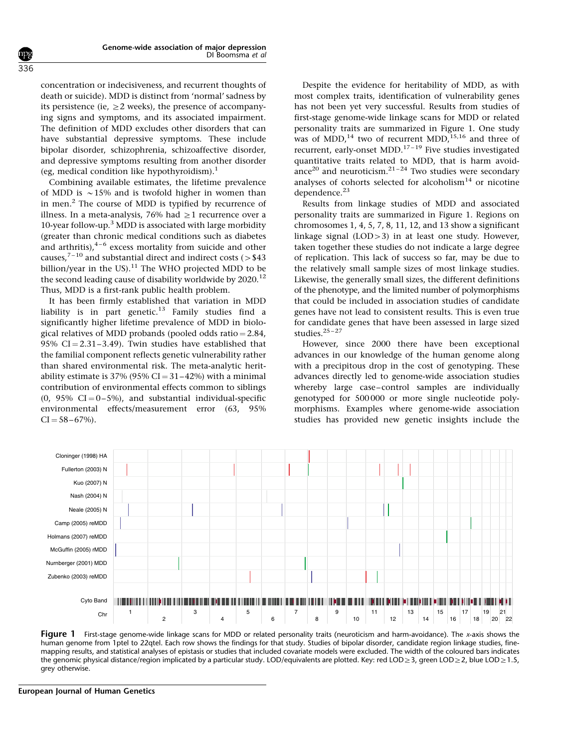concentration or indecisiveness, and recurrent thoughts of death or suicide). MDD is distinct from 'normal' sadness by its persistence (ie, ≥2 weeks), the presence of accompanying signs and symptoms, and its associated impairment. The definition of MDD excludes other disorders that can have substantial depressive symptoms. These include bipolar disorder, schizophrenia, schizoaffective disorder, and depressive symptoms resulting from another disorder (eg, medical condition like hypothyroidism).[1]

Combining available estimates, the lifetime prevalence of MDD is ~15% and is twofold higher in women than in men.[2] The course of MDD is typified by recurrence of illness. In a meta-analysis, 76% had ≥1 recurrence over a 10-year follow-up.[3] MDD is associated with large morbidity (greater than chronic medical conditions such as diabetes and arthritis),[4–6] excess mortality from suicide and other causes,[7–10] and substantial direct and indirect costs (>$43 billion/year in the US).[11] The WHO projected MDD to be the second leading cause of disability worldwide by 2020.[12] Thus, MDD is a first-rank public health problem.

It has been firmly established that variation in MDD liability is in part genetic.[13] Family studies find a significantly higher lifetime prevalence of MDD in biological relatives of MDD probands (pooled odds ratio = 2.84, 95% CI = 2.31–3.49). Twin studies have established that the familial component reflects genetic vulnerability rather than shared environmental risk. The meta-analytic heritability estimate is 37% (95% CI = 31–42%) with a minimal contribution of environmental effects common to siblings (0, 95% CI = 0–5%), and substantial individual-specific environmental effects/measurement error (63, 95% CI = 58–67%).

Despite the evidence for heritability of MDD, as with most complex traits, identification of vulnerability genes has not been yet very successful. Results from studies of first-stage genome-wide linkage scans for MDD or related personality traits are summarized in Figure 1. One study was of MDD,[14] two of recurrent MDD,[15,16] and three of recurrent, early-onset MDD.[17–19] Five studies investigated quantitative traits related to MDD, that is harm avoidance[20] and neuroticism.[21–24] Two studies were secondary analyses of cohorts selected for alcoholism[14] or nicotine dependence.[23]

Results from linkage studies of MDD and associated personality traits are summarized in Figure 1. Regions on chromosomes 1, 4, 5, 7, 8, 11, 12, and 13 show a significant linkage signal (LOD > 3) in at least one study. However, taken together these studies do not indicate a large degree of replication. This lack of success so far, may be due to the relatively small sample sizes of most linkage studies. Likewise, the generally small sizes, the different definitions of the phenotype, and the limited number of polymorphisms that could be included in association studies of candidate genes have not lead to consistent results. This is even true for candidate genes that have been assessed in large sized studies.[25–27]

However, since 2000 there have been exceptional advances in our knowledge of the human genome along with a precipitous drop in the cost of genotyping. These advances directly led to genome-wide association studies whereby large case–control samples are individually genotyped for 500 000 or more single nucleotide polymorphisms. Examples where genome-wide association studies has provided new genetic insights include the

**Figure 1** First-stage genome-wide linkage scans for MDD or related personality traits (neuroticism and harm-avoidance). The *x*-axis shows the human genome from 1ptel to 22qtel. Each row shows the findings for that study. Studies of bipolar disorder, candidate region linkage studies, fine-mapping results, and statistical analyses of epistasis or studies that included covariate models were excluded. The width of the coloured bars indicates the genomic physical distance/region implicated by a particular study. LOD/equivalents are plotted. Key: red LOD ≥ 3, green LOD ≥ 2, blue LOD ≥ 1.5, grey otherwise.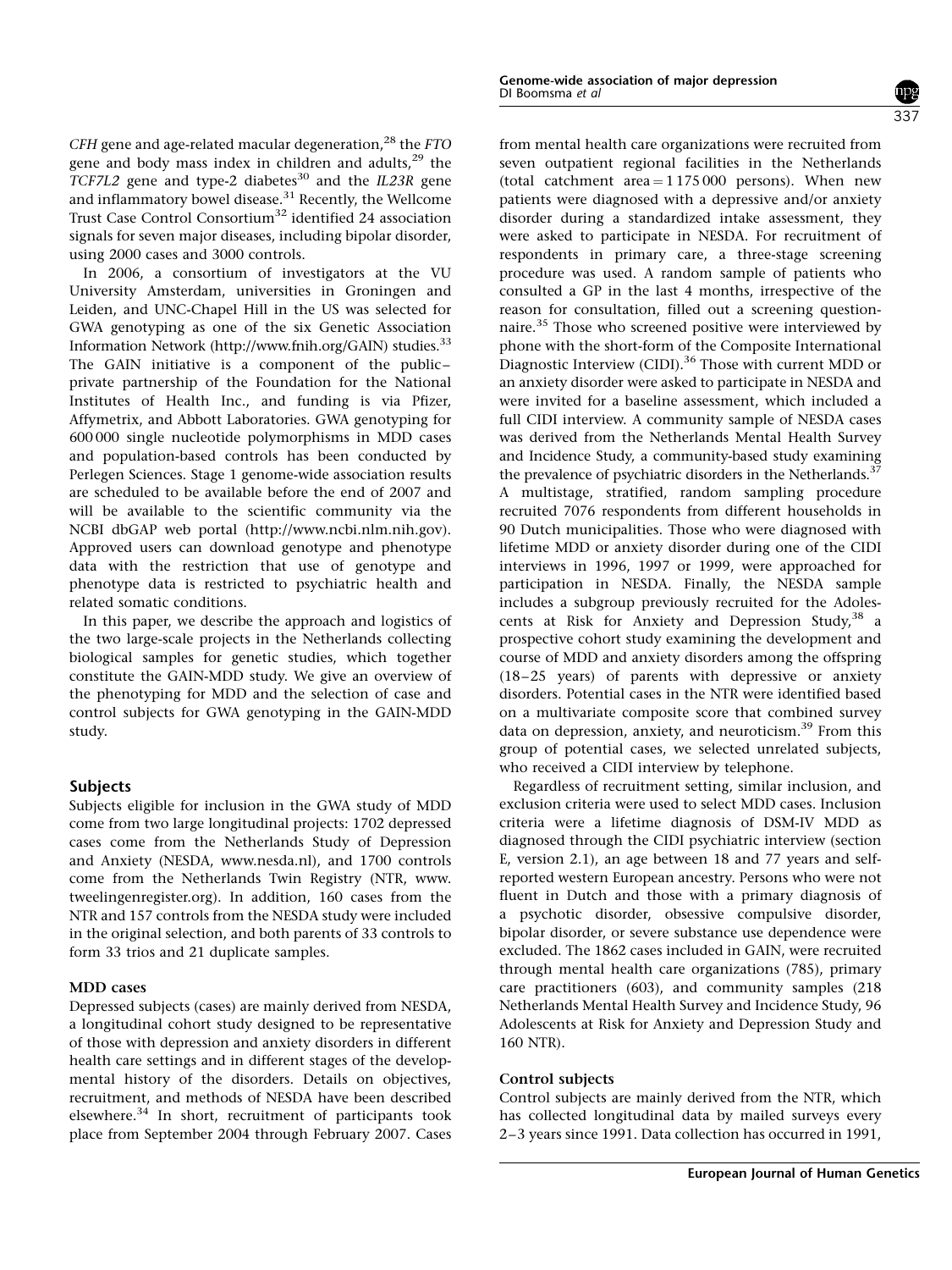*CFH* gene and age-related macular degeneration,[28] the *FTO* gene and body mass index in children and adults,[29] the *TCF7L2* gene and type-2 diabetes[30] and the *IL23R* gene and inflammatory bowel disease.[31] Recently, the Wellcome Trust Case Control Consortium[32] identified 24 association signals for seven major diseases, including bipolar disorder, using 2000 cases and 3000 controls.

In 2006, a consortium of investigators at the VU University Amsterdam, universities in Groningen and Leiden, and UNC-Chapel Hill in the US was selected for GWA genotyping as one of the six Genetic Association Information Network (http://www.fnih.org/GAIN) studies.[33] The GAIN initiative is a component of the public–private partnership of the Foundation for the National Institutes of Health Inc., and funding is via Pfizer, Affymetrix, and Abbott Laboratories. GWA genotyping for 600 000 single nucleotide polymorphisms in MDD cases and population-based controls has been conducted by Perlegen Sciences. Stage 1 genome-wide association results are scheduled to be available before the end of 2007 and will be available to the scientific community via the NCBI dbGAP web portal (http://www.ncbi.nlm.nih.gov). Approved users can download genotype and phenotype data with the restriction that use of genotype and phenotype data is restricted to psychiatric health and related somatic conditions.

In this paper, we describe the approach and logistics of the two large-scale projects in the Netherlands collecting biological samples for genetic studies, which together constitute the GAIN-MDD study. We give an overview of the phenotyping for MDD and the selection of case and control subjects for GWA genotyping in the GAIN-MDD study.

## Subjects

Subjects eligible for inclusion in the GWA study of MDD come from two large longitudinal projects: 1702 depressed cases come from the Netherlands Study of Depression and Anxiety (NESDA, www.nesda.nl), and 1700 controls come from the Netherlands Twin Registry (NTR, www.tweelingenregister.org). In addition, 160 cases from the NTR and 157 controls from the NESDA study were included in the original selection, and both parents of 33 controls to form 33 trios and 21 duplicate samples.

### MDD cases

Depressed subjects (cases) are mainly derived from NESDA, a longitudinal cohort study designed to be representative of those with depression and anxiety disorders in different health care settings and in different stages of the developmental history of the disorders. Details on objectives, recruitment, and methods of NESDA have been described elsewhere.[34] In short, recruitment of participants took place from September 2004 through February 2007. Cases from mental health care organizations were recruited from seven outpatient regional facilities in the Netherlands (total catchment area = 1 175 000 persons). When new patients were diagnosed with a depressive and/or anxiety disorder during a standardized intake assessment, they were asked to participate in NESDA. For recruitment of respondents in primary care, a three-stage screening procedure was used. A random sample of patients who consulted a GP in the last 4 months, irrespective of the reason for consultation, filled out a screening questionnaire.[35] Those who screened positive were interviewed by phone with the short-form of the Composite International Diagnostic Interview (CIDI).[36] Those with current MDD or an anxiety disorder were asked to participate in NESDA and were invited for a baseline assessment, which included a full CIDI interview. A community sample of NESDA cases was derived from the Netherlands Mental Health Survey and Incidence Study, a community-based study examining the prevalence of psychiatric disorders in the Netherlands.[37] A multistage, stratified, random sampling procedure recruited 7076 respondents from different households in 90 Dutch municipalities. Those who were diagnosed with lifetime MDD or anxiety disorder during one of the CIDI interviews in 1996, 1997 or 1999, were approached for participation in NESDA. Finally, the NESDA sample includes a subgroup previously recruited for the Adolescents at Risk for Anxiety and Depression Study,[38] a prospective cohort study examining the development and course of MDD and anxiety disorders among the offspring (18–25 years) of parents with depressive or anxiety disorders. Potential cases in the NTR were identified based on a multivariate composite score that combined survey data on depression, anxiety, and neuroticism.[39] From this group of potential cases, we selected unrelated subjects, who received a CIDI interview by telephone.

Regardless of recruitment setting, similar inclusion, and exclusion criteria were used to select MDD cases. Inclusion criteria were a lifetime diagnosis of DSM-IV MDD as diagnosed through the CIDI psychiatric interview (section E, version 2.1), an age between 18 and 77 years and self-reported western European ancestry. Persons who were not fluent in Dutch and those with a primary diagnosis of a psychotic disorder, obsessive compulsive disorder, bipolar disorder, or severe substance use dependence were excluded. The 1862 cases included in GAIN, were recruited through mental health care organizations (785), primary care practitioners (603), and community samples (218 Netherlands Mental Health Survey and Incidence Study, 96 Adolescents at Risk for Anxiety and Depression Study and 160 NTR).

### Control subjects

Control subjects are mainly derived from the NTR, which has collected longitudinal data by mailed surveys every 2–3 years since 1991. Data collection has occurred in 1991,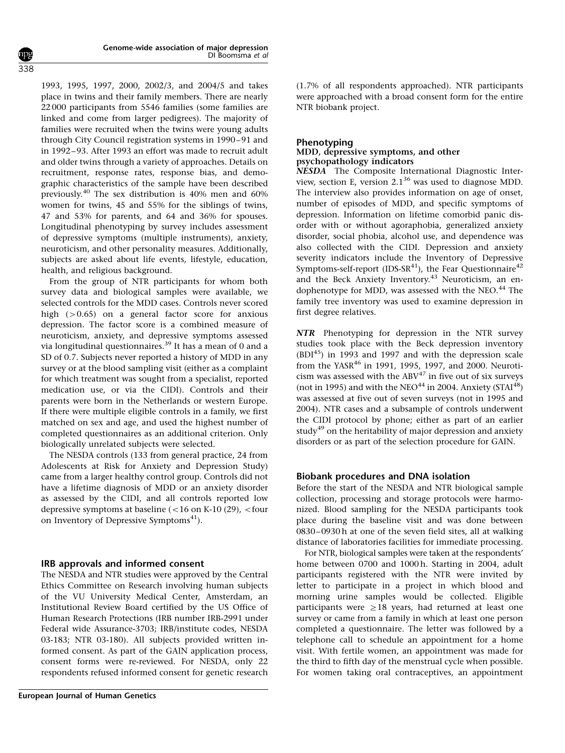1993, 1995, 1997, 2000, 2002/3, and 2004/5 and takes place in twins and their family members. There are nearly 22 000 participants from 5546 families (some families are linked and come from larger pedigrees). The majority of families were recruited when the twins were young adults through City Council registration systems in 1990–91 and in 1992–93. After 1993 an effort was made to recruit adult and older twins through a variety of approaches. Details on recruitment, response rates, response bias, and demographic characteristics of the sample have been described previously.[40] The sex distribution is 40% men and 60% women for twins, 45 and 55% for the siblings of twins, 47 and 53% for parents, and 64 and 36% for spouses. Longitudinal phenotyping by survey includes assessment of depressive symptoms (multiple instruments), anxiety, neuroticism, and other personality measures. Additionally, subjects are asked about life events, lifestyle, education, health, and religious background.

From the group of NTR participants for whom both survey data and biological samples were available, we selected controls for the MDD cases. Controls never scored high ($>0.65$) on a general factor score for anxious depression. The factor score is a combined measure of neuroticism, anxiety, and depressive symptoms assessed via longitudinal questionnaires.[39] It has a mean of 0 and a SD of 0.7. Subjects never reported a history of MDD in any survey or at the blood sampling visit (either as a complaint for which treatment was sought from a specialist, reported medication use, or via the CIDI). Controls and their parents were born in the Netherlands or western Europe. If there were multiple eligible controls in a family, we first matched on sex and age, and used the highest number of completed questionnaires as an additional criterion. Only biologically unrelated subjects were selected.

The NESDA controls (133 from general practice, 24 from Adolescents at Risk for Anxiety and Depression Study) came from a larger healthy control group. Controls did not have a lifetime diagnosis of MDD or an anxiety disorder as assessed by the CIDI, and all controls reported low depressive symptoms at baseline ($<16$ on K-10 (29), $<$four on Inventory of Depressive Symptoms[41]).

## IRB approvals and informed consent

The NESDA and NTR studies were approved by the Central Ethics Committee on Research involving human subjects of the VU University Medical Center, Amsterdam, an Institutional Review Board certified by the US Office of Human Research Protections (IRB number IRB-2991 under Federal wide Assurance-3703; IRB/institute codes, NESDA 03-183; NTR 03-180). All subjects provided written informed consent. As part of the GAIN application process, consent forms were re-reviewed. For NESDA, only 22 respondents refused informed consent for genetic research (1.7% of all respondents approached). NTR participants were approached with a broad consent form for the entire NTR biobank project.

## Phenotyping

### MDD, depressive symptoms, and other psychopathology indicators

***NESDA*** The Composite International Diagnostic Interview, section E, version 2.1[36] was used to diagnose MDD. The interview also provides information on age of onset, number of episodes of MDD, and specific symptoms of depression. Information on lifetime comorbid panic disorder with or without agoraphobia, generalized anxiety disorder, social phobia, alcohol use, and dependence was also collected with the CIDI. Depression and anxiety severity indicators include the Inventory of Depressive Symptoms-self-report (IDS-SR[41]), the Fear Questionnaire[42] and the Beck Anxiety Inventory.[43] Neuroticism, an endophenotype for MDD, was assessed with the NEO.[44] The family tree inventory was used to examine depression in first degree relatives.

***NTR*** Phenotyping for depression in the NTR survey studies took place with the Beck depression inventory (BDI[45]) in 1993 and 1997 and with the depression scale from the YASR[46] in 1991, 1995, 1997, and 2000. Neuroticism was assessed with the ABV[47] in five out of six surveys (not in 1995) and with the NEO[44] in 2004. Anxiety (STAI[48]) was assessed at five out of seven surveys (not in 1995 and 2004). NTR cases and a subsample of controls underwent the CIDI protocol by phone; either as part of an earlier study[49] on the heritability of major depression and anxiety disorders or as part of the selection procedure for GAIN.

## Biobank procedures and DNA isolation

Before the start of the NESDA and NTR biological sample collection, processing and storage protocols were harmonized. Blood sampling for the NESDA participants took place during the baseline visit and was done between 0830–0930 h at one of the seven field sites, all at walking distance of laboratories facilities for immediate processing.

For NTR, biological samples were taken at the respondents' home between 0700 and 1000 h. Starting in 2004, adult participants registered with the NTR were invited by letter to participate in a project in which blood and morning urine samples would be collected. Eligible participants were $\geq 18$ years, had returned at least one survey or came from a family in which at least one person completed a questionnaire. The letter was followed by a telephone call to schedule an appointment for a home visit. With fertile women, an appointment was made for the third to fifth day of the menstrual cycle when possible. For women taking oral contraceptives, an appointment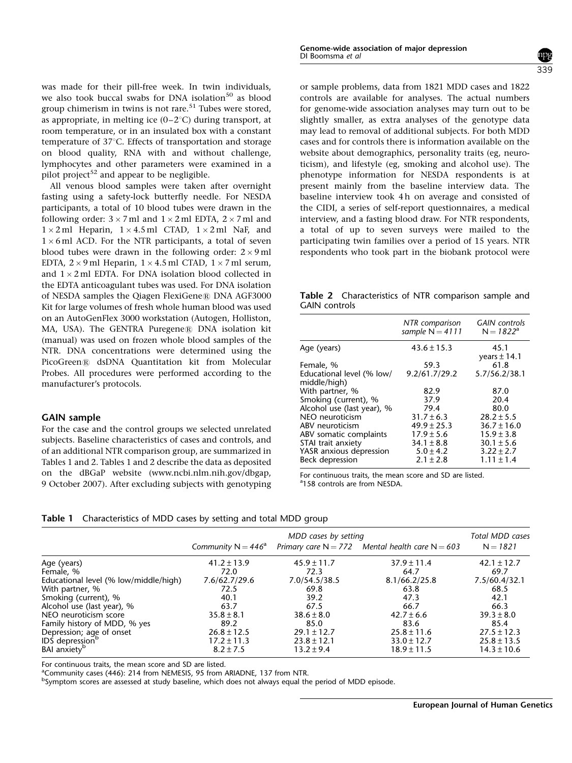was made for their pill-free week. In twin individuals, we also took buccal swabs for DNA isolation[50] as blood group chimerism in twins is not rare.[51] Tubes were stored, as appropriate, in melting ice (0–2°C) during transport, at room temperature, or in an insulated box with a constant temperature of 37°C. Effects of transportation and storage on blood quality, RNA with and without challenge, lymphocytes and other parameters were examined in a pilot project[52] and appear to be negligible.

All venous blood samples were taken after overnight fasting using a safety-lock butterfly needle. For NESDA participants, a total of 10 blood tubes were drawn in the following order: 3 × 7 ml and 1 × 2 ml EDTA, 2 × 7 ml and 1 × 2 ml Heparin, 1 × 4.5 ml CTAD, 1 × 2 ml NaF, and 1 × 6 ml ACD. For the NTR participants, a total of seven blood tubes were drawn in the following order: 2 × 9 ml EDTA, 2 × 9 ml Heparin, 1 × 4.5 ml CTAD, 1 × 7 ml serum, and 1 × 2 ml EDTA. For DNA isolation blood collected in the EDTA anticoagulant tubes was used. For DNA isolation of NESDA samples the Qiagen FlexiGene® DNA AGF3000 Kit for large volumes of fresh whole human blood was used on an AutoGenFlex 3000 workstation (Autogen, Holliston, MA, USA). The GENTRA Puregene® DNA isolation kit (manual) was used on frozen whole blood samples of the NTR. DNA concentrations were determined using the PicoGreen® dsDNA Quantitation kit from Molecular Probes. All procedures were performed according to the manufacturer's protocols.

## GAIN sample

For the case and the control groups we selected unrelated subjects. Baseline characteristics of cases and controls, and of an additional NTR comparison group, are summarized in Tables 1 and 2. Tables 1 and 2 describe the data as deposited on the dbGaP website (www.ncbi.nlm.nih.gov/dbgap, 9 October 2007). After excluding subjects with genotyping or sample problems, data from 1821 MDD cases and 1822 controls are available for analyses. The actual numbers for genome-wide association analyses may turn out to be slightly smaller, as extra analyses of the genotype data may lead to removal of additional subjects. For both MDD cases and for controls there is information available on the website about demographics, personality traits (eg, neuroticism), and lifestyle (eg, smoking and alcohol use). The phenotype information for NESDA respondents is at present mainly from the baseline interview data. The baseline interview took 4 h on average and consisted of the CIDI, a series of self-report questionnaires, a medical interview, and a fasting blood draw. For NTR respondents, a total of up to seven surveys were mailed to the participating twin families over a period of 15 years. NTR respondents who took part in the biobank protocol were

**Table 2** Characteristics of NTR comparison sample and GAIN controls

| | *NTR comparison sample N = 4111* | *GAIN controls N = 1822*[a] |
|---|---|---|
| Age (years) | 43.6 ± 15.3 | 45.1 years ± 14.1 |
| Female, % | 59.3 | 61.8 |
| Educational level (% low/middle/high) | 9.2/61.7/29.2 | 5.7/56.2/38.1 |
| With partner, % | 82.9 | 87.0 |
| Smoking (current), % | 37.9 | 20.4 |
| Alcohol use (last year), % | 79.4 | 80.0 |
| NEO neuroticism | 31.7 ± 6.3 | 28.2 ± 5.5 |
| ABV neuroticism | 49.9 ± 25.3 | 36.7 ± 16.0 |
| ABV somatic complaints | 17.9 ± 5.6 | 15.9 ± 3.8 |
| STAI trait anxiety | 34.1 ± 8.8 | 30.1 ± 5.6 |
| YASR anxious depression | 5.0 ± 4.2 | 3.22 ± 2.7 |
| Beck depression | 2.1 ± 2.8 | 1.11 ± 1.4 |

For continuous traits, the mean score and SD are listed.
[a]158 controls are from NESDA.

**Table 1** Characteristics of MDD cases by setting and total MDD group

| | *MDD cases by setting* | | | *Total MDD cases* |
|---|---|---|---|---|
| | *Community N = 446*[a] | *Primary care N = 772* | *Mental health care N = 603* | *N = 1821* |
| Age (years) | 41.2 ± 13.9 | 45.9 ± 11.7 | 37.9 ± 11.4 | 42.1 ± 12.7 |
| Female, % | 72.0 | 72.3 | 64.7 | 69.7 |
| Educational level (% low/middle/high) | 7.6/62.7/29.6 | 7.0/54.5/38.5 | 8.1/66.2/25.8 | 7.5/60.4/32.1 |
| With partner, % | 72.5 | 69.8 | 63.8 | 68.5 |
| Smoking (current), % | 40.1 | 39.2 | 47.3 | 42.1 |
| Alcohol use (last year), % | 63.7 | 67.5 | 66.7 | 66.3 |
| NEO neuroticism score | 35.8 ± 8.1 | 38.6 ± 8.0 | 42.7 ± 6.6 | 39.3 ± 8.0 |
| Family history of MDD, % yes | 89.2 | 85.0 | 83.6 | 85.4 |
| Depression; age of onset | 26.8 ± 12.5 | 29.1 ± 12.7 | 25.8 ± 11.6 | 27.5 ± 12.3 |
| IDS depression[b] | 17.2 ± 11.3 | 23.8 ± 12.1 | 33.0 ± 12.7 | 25.8 ± 13.5 |
| BAI anxiety[b] | 8.2 ± 7.5 | 13.2 ± 9.4 | 18.9 ± 11.5 | 14.3 ± 10.6 |

For continuous traits, the mean score and SD are listed.
[a]Community cases (446): 214 from NEMESIS, 95 from ARIADNE, 137 from NTR.
[b]Symptom scores are assessed at study baseline, which does not always equal the period of MDD episode.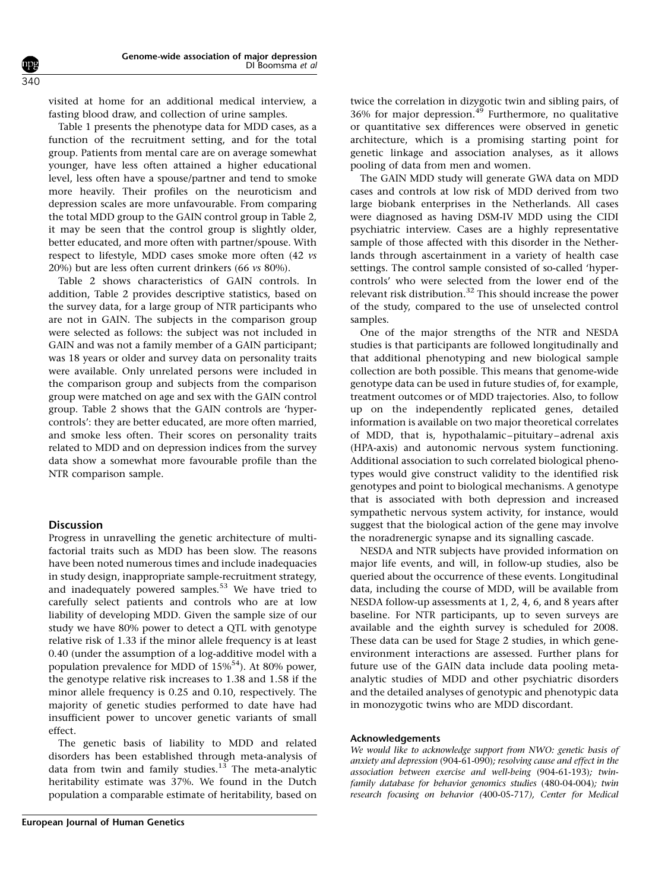visited at home for an additional medical interview, a fasting blood draw, and collection of urine samples.

Table 1 presents the phenotype data for MDD cases, as a function of the recruitment setting, and for the total group. Patients from mental care are on average somewhat younger, have less often attained a higher educational level, less often have a spouse/partner and tend to smoke more heavily. Their profiles on the neuroticism and depression scales are more unfavourable. From comparing the total MDD group to the GAIN control group in Table 2, it may be seen that the control group is slightly older, better educated, and more often with partner/spouse. With respect to lifestyle, MDD cases smoke more often (42 *vs* 20%) but are less often current drinkers (66 *vs* 80%).

Table 2 shows characteristics of GAIN controls. In addition, Table 2 provides descriptive statistics, based on the survey data, for a large group of NTR participants who are not in GAIN. The subjects in the comparison group were selected as follows: the subject was not included in GAIN and was not a family member of a GAIN participant; was 18 years or older and survey data on personality traits were available. Only unrelated persons were included in the comparison group and subjects from the comparison group were matched on age and sex with the GAIN control group. Table 2 shows that the GAIN controls are 'hyper-controls': they are better educated, are more often married, and smoke less often. Their scores on personality traits related to MDD and on depression indices from the survey data show a somewhat more favourable profile than the NTR comparison sample.

## Discussion

Progress in unravelling the genetic architecture of multifactorial traits such as MDD has been slow. The reasons have been noted numerous times and include inadequacies in study design, inappropriate sample-recruitment strategy, and inadequately powered samples.[53] We have tried to carefully select patients and controls who are at low liability of developing MDD. Given the sample size of our study we have 80% power to detect a QTL with genotype relative risk of 1.33 if the minor allele frequency is at least 0.40 (under the assumption of a log-additive model with a population prevalence for MDD of 15%[54]). At 80% power, the genotype relative risk increases to 1.38 and 1.58 if the minor allele frequency is 0.25 and 0.10, respectively. The majority of genetic studies performed to date have had insufficient power to uncover genetic variants of small effect.

The genetic basis of liability to MDD and related disorders has been established through meta-analysis of data from twin and family studies.[13] The meta-analytic heritability estimate was 37%. We found in the Dutch population a comparable estimate of heritability, based on twice the correlation in dizygotic twin and sibling pairs, of 36% for major depression.[49] Furthermore, no qualitative or quantitative sex differences were observed in genetic architecture, which is a promising starting point for genetic linkage and association analyses, as it allows pooling of data from men and women.

The GAIN MDD study will generate GWA data on MDD cases and controls at low risk of MDD derived from two large biobank enterprises in the Netherlands. All cases were diagnosed as having DSM-IV MDD using the CIDI psychiatric interview. Cases are a highly representative sample of those affected with this disorder in the Netherlands through ascertainment in a variety of health case settings. The control sample consisted of so-called 'hyper-controls' who were selected from the lower end of the relevant risk distribution.[32] This should increase the power of the study, compared to the use of unselected control samples.

One of the major strengths of the NTR and NESDA studies is that participants are followed longitudinally and that additional phenotyping and new biological sample collection are both possible. This means that genome-wide genotype data can be used in future studies of, for example, treatment outcomes or of MDD trajectories. Also, to follow up on the independently replicated genes, detailed information is available on two major theoretical correlates of MDD, that is, hypothalamic–pituitary–adrenal axis (HPA-axis) and autonomic nervous system functioning. Additional association to such correlated biological phenotypes would give construct validity to the identified risk genotypes and point to biological mechanisms. A genotype that is associated with both depression and increased sympathetic nervous system activity, for instance, would suggest that the biological action of the gene may involve the noradrenergic synapse and its signalling cascade.

NESDA and NTR subjects have provided information on major life events, and will, in follow-up studies, also be queried about the occurrence of these events. Longitudinal data, including the course of MDD, will be available from NESDA follow-up assessments at 1, 2, 4, 6, and 8 years after baseline. For NTR participants, up to seven surveys are available and the eighth survey is scheduled for 2008. These data can be used for Stage 2 studies, in which gene-environment interactions are assessed. Further plans for future use of the GAIN data include data pooling meta-analytic studies of MDD and other psychiatric disorders and the detailed analyses of genotypic and phenotypic data in monozygotic twins who are MDD discordant.

### Acknowledgements

*We would like to acknowledge support from NWO: genetic basis of anxiety and depression* (904-61-090)*; resolving cause and effect in the association between exercise and well-being* (904-61-193)*; twin-family database for behavior genomics studies* (480-04-004)*; twin research focusing on behavior (*400-05-717*), Center for Medical*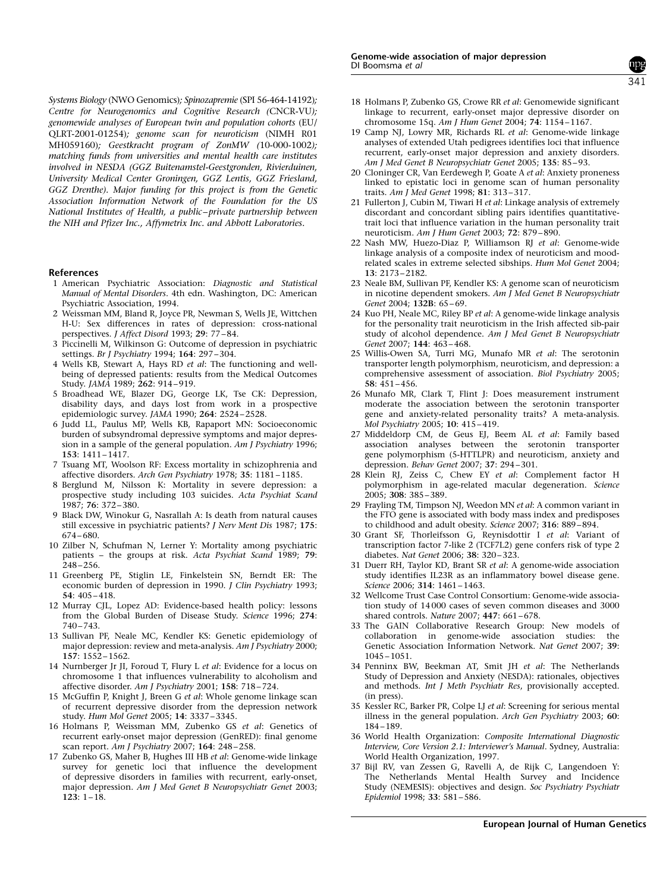*Systems Biology* (NWO Genomics)*; Spinozapremie* (SPI 56-464-14192)*; Centre for Neurogenomics and Cognitive Research (*CNCR-VU*); genomewide analyses of European twin and population cohorts* (EU/ QLRT-2001-01254)*; genome scan for neuroticism* (NIMH R01 MH059160)*; Geestkracht program of ZonMW (*10-000-1002*); matching funds from universities and mental health care institutes involved in NESDA (GGZ Buitenamstel-Geestgronden, Rivierduinen, University Medical Center Groningen, GGZ Lentis, GGZ Friesland, GGZ Drenthe). Major funding for this project is from the Genetic Association Information Network of the Foundation for the US National Institutes of Health, a public–private partnership between the NIH and Pfizer Inc., Affymetrix Inc. and Abbott Laboratories.*

## References

1. American Psychiatric Association: *Diagnostic and Statistical Manual of Mental Disorders*. 4th edn. Washington, DC: American Psychiatric Association, 1994.
2. Weissman MM, Bland R, Joyce PR, Newman S, Wells JE, Wittchen H-U: Sex differences in rates of depression: cross-national perspectives. *J Affect Disord* 1993; **29**: 77–84.
3. Piccinelli M, Wilkinson G: Outcome of depression in psychiatric settings. *Br J Psychiatry* 1994; **164**: 297–304.
4. Wells KB, Stewart A, Hays RD *et al*: The functioning and well-being of depressed patients: results from the Medical Outcomes Study. *JAMA* 1989; **262**: 914–919.
5. Broadhead WE, Blazer DG, George LK, Tse CK: Depression, disability days, and days lost from work in a prospective epidemiologic survey. *JAMA* 1990; **264**: 2524–2528.
6. Judd LL, Paulus MP, Wells KB, Rapaport MN: Socioeconomic burden of subsyndromal depressive symptoms and major depression in a sample of the general population. *Am J Psychiatry* 1996; **153**: 1411–1417.
7. Tsuang MT, Woolson RF: Excess mortality in schizophrenia and affective disorders. *Arch Gen Psychiatry* 1978; **35**: 1181–1185.
8. Berglund M, Nilsson K: Mortality in severe depression: a prospective study including 103 suicides. *Acta Psychiat Scand* 1987; **76**: 372–380.
9. Black DW, Winokur G, Nasrallah A: Is death from natural causes still excessive in psychiatric patients? *J Nerv Ment Dis* 1987; **175**: 674–680.
10. Zilber N, Schufman N, Lerner Y: Mortality among psychiatric patients – the groups at risk. *Acta Psychiat Scand* 1989; **79**: 248–256.
11. Greenberg PE, Stiglin LE, Finkelstein SN, Berndt ER: The economic burden of depression in 1990. *J Clin Psychiatry* 1993; **54**: 405–418.
12. Murray CJL, Lopez AD: Evidence-based health policy: lessons from the Global Burden of Disease Study. *Science* 1996; **274**: 740–743.
13. Sullivan PF, Neale MC, Kendler KS: Genetic epidemiology of major depression: review and meta-analysis. *Am J Psychiatry* 2000; **157**: 1552–1562.
14. Nurnberger Jr JI, Foroud T, Flury L *et al*: Evidence for a locus on chromosome 1 that influences vulnerability to alcoholism and affective disorder. *Am J Psychiatry* 2001; **158**: 718–724.
15. McGuffin P, Knight J, Breen G *et al*: Whole genome linkage scan of recurrent depressive disorder from the depression network study. *Hum Mol Genet* 2005; **14**: 3337–3345.
16. Holmans P, Weissman MM, Zubenko GS *et al*: Genetics of recurrent early-onset major depression (GenRED): final genome scan report. *Am J Psychiatry* 2007; **164**: 248–258.
17. Zubenko GS, Maher B, Hughes III HB *et al*: Genome-wide linkage survey for genetic loci that influence the development of depressive disorders in families with recurrent, early-onset, major depression. *Am J Med Genet B Neuropsychiatr Genet* 2003; **123**: 1–18.
18. Holmans P, Zubenko GS, Crowe RR *et al*: Genomewide significant linkage to recurrent, early-onset major depressive disorder on chromosome 15q. *Am J Hum Genet* 2004; **74**: 1154–1167.
19. Camp NJ, Lowry MR, Richards RL *et al*: Genome-wide linkage analyses of extended Utah pedigrees identifies loci that influence recurrent, early-onset major depression and anxiety disorders. *Am J Med Genet B Neuropsychiatr Genet* 2005; **135**: 85–93.
20. Cloninger CR, Van Eerdewegh P, Goate A *et al*: Anxiety proneness linked to epistatic loci in genome scan of human personality traits. *Am J Med Genet* 1998; **81**: 313–317.
21. Fullerton J, Cubin M, Tiwari H *et al*: Linkage analysis of extremely discordant and concordant sibling pairs identifies quantitative-trait loci that influence variation in the human personality trait neuroticism. *Am J Hum Genet* 2003; **72**: 879–890.
22. Nash MW, Huezo-Diaz P, Williamson RJ *et al*: Genome-wide linkage analysis of a composite index of neuroticism and mood-related scales in extreme selected sibships. *Hum Mol Genet* 2004; **13**: 2173–2182.
23. Neale BM, Sullivan PF, Kendler KS: A genome scan of neuroticism in nicotine dependent smokers. *Am J Med Genet B Neuropsychiatr Genet* 2004; **132B**: 65–69.
24. Kuo PH, Neale MC, Riley BP *et al*: A genome-wide linkage analysis for the personality trait neuroticism in the Irish affected sib-pair study of alcohol dependence. *Am J Med Genet B Neuropsychiatr Genet* 2007; **144**: 463–468.
25. Willis-Owen SA, Turri MG, Munafo MR *et al*: The serotonin transporter length polymorphism, neuroticism, and depression: a comprehensive assessment of association. *Biol Psychiatry* 2005; **58**: 451–456.
26. Munafo MR, Clark T, Flint J: Does measurement instrument moderate the association between the serotonin transporter gene and anxiety-related personality traits? A meta-analysis. *Mol Psychiatry* 2005; **10**: 415–419.
27. Middeldorp CM, de Geus EJ, Beem AL *et al*: Family based association analyses between the serotonin transporter gene polymorphism (5-HTTLPR) and neuroticism, anxiety and depression. *Behav Genet* 2007; **37**: 294–301.
28. Klein RJ, Zeiss C, Chew EY *et al*: Complement factor H polymorphism in age-related macular degeneration. *Science* 2005; **308**: 385–389.
29. Frayling TM, Timpson NJ, Weedon MN *et al*: A common variant in the FTO gene is associated with body mass index and predisposes to childhood and adult obesity. *Science* 2007; **316**: 889–894.
30. Grant SF, Thorleifsson G, Reynisdottir I *et al*: Variant of transcription factor 7-like 2 (TCF7L2) gene confers risk of type 2 diabetes. *Nat Genet* 2006; **38**: 320–323.
31. Duerr RH, Taylor KD, Brant SR *et al*: A genome-wide association study identifies IL23R as an inflammatory bowel disease gene. *Science* 2006; **314**: 1461–1463.
32. Wellcome Trust Case Control Consortium: Genome-wide association study of 14 000 cases of seven common diseases and 3000 shared controls. *Nature* 2007; **447**: 661–678.
33. The GAIN Collaborative Research Group: New models of collaboration in genome-wide association studies: the Genetic Association Information Network. *Nat Genet* 2007; **39**: 1045–1051.
34. Penninx BW, Beekman AT, Smit JH *et al*: The Netherlands Study of Depression and Anxiety (NESDA): rationales, objectives and methods. *Int J Meth Psychiatr Res*, provisionally accepted. (in press).
35. Kessler RC, Barker PR, Colpe LJ *et al*: Screening for serious mental illness in the general population. *Arch Gen Psychiatry* 2003; **60**: 184–189.
36. World Health Organization: *Composite International Diagnostic Interview, Core Version 2.1: Interviewer's Manual*. Sydney, Australia: World Health Organization, 1997.
37. Bijl RV, van Zessen G, Ravelli A, de Rijk C, Langendoen Y: The Netherlands Mental Health Survey and Incidence Study (NEMESIS): objectives and design. *Soc Psychiatry Psychiatr Epidemiol* 1998; **33**: 581–586.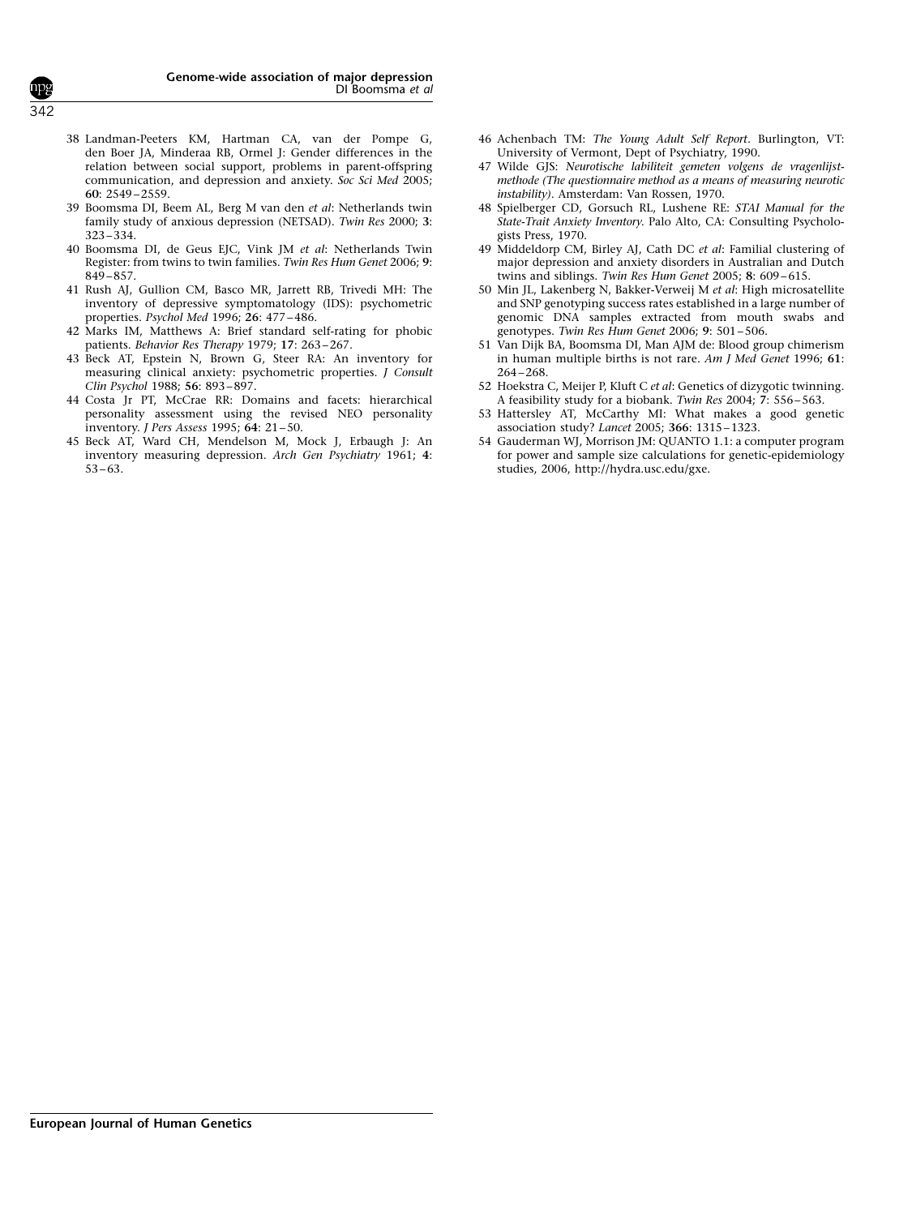38 Landman-Peeters KM, Hartman CA, van der Pompe G, den Boer JA, Minderaa RB, Ormel J: Gender differences in the relation between social support, problems in parent-offspring communication, and depression and anxiety. *Soc Sci Med* 2005; **60**: 2549–2559.

39 Boomsma DI, Beem AL, Berg M van den *et al*: Netherlands twin family study of anxious depression (NETSAD). *Twin Res* 2000; **3**: 323–334.

40 Boomsma DI, de Geus EJC, Vink JM *et al*: Netherlands Twin Register: from twins to twin families. *Twin Res Hum Genet* 2006; **9**: 849–857.

41 Rush AJ, Gullion CM, Basco MR, Jarrett RB, Trivedi MH: The inventory of depressive symptomatology (IDS): psychometric properties. *Psychol Med* 1996; **26**: 477–486.

42 Marks IM, Matthews A: Brief standard self-rating for phobic patients. *Behavior Res Therapy* 1979; **17**: 263–267.

43 Beck AT, Epstein N, Brown G, Steer RA: An inventory for measuring clinical anxiety: psychometric properties. *J Consult Clin Psychol* 1988; **56**: 893–897.

44 Costa Jr PT, McCrae RR: Domains and facets: hierarchical personality assessment using the revised NEO personality inventory. *J Pers Assess* 1995; **64**: 21–50.

45 Beck AT, Ward CH, Mendelson M, Mock J, Erbaugh J: An inventory measuring depression. *Arch Gen Psychiatry* 1961; **4**: 53–63.

46 Achenbach TM: *The Young Adult Self Report*. Burlington, VT: University of Vermont, Dept of Psychiatry, 1990.

47 Wilde GJS: *Neurotische labiliteit gemeten volgens de vragenlijstmethode (The questionnaire method as a means of measuring neurotic instability)*. Amsterdam: Van Rossen, 1970.

48 Spielberger CD, Gorsuch RL, Lushene RE: *STAI Manual for the State-Trait Anxiety Inventory*. Palo Alto, CA: Consulting Psychologists Press, 1970.

49 Middeldorp CM, Birley AJ, Cath DC *et al*: Familial clustering of major depression and anxiety disorders in Australian and Dutch twins and siblings. *Twin Res Hum Genet* 2005; **8**: 609–615.

50 Min JL, Lakenberg N, Bakker-Verweij M *et al*: High microsatellite and SNP genotyping success rates established in a large number of genomic DNA samples extracted from mouth swabs and genotypes. *Twin Res Hum Genet* 2006; **9**: 501–506.

51 Van Dijk BA, Boomsma DI, Man AJM de: Blood group chimerism in human multiple births is not rare. *Am J Med Genet* 1996; **61**: 264–268.

52 Hoekstra C, Meijer P, Kluft C *et al*: Genetics of dizygotic twinning. A feasibility study for a biobank. *Twin Res* 2004; **7**: 556–563.

53 Hattersley AT, McCarthy MI: What makes a good genetic association study? *Lancet* 2005; **366**: 1315–1323.

54 Gauderman WJ, Morrison JM: QUANTO 1.1: a computer program for power and sample size calculations for genetic-epidemiology studies, 2006, http://hydra.usc.edu/gxe.